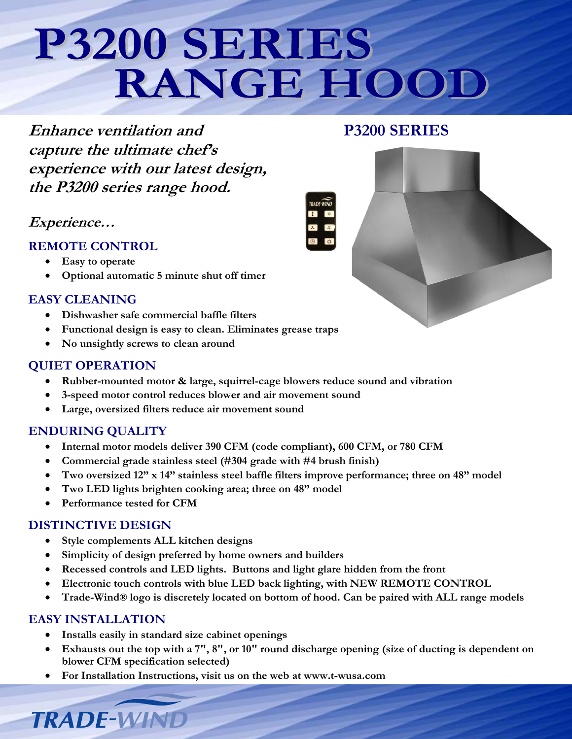# P3200 SERIES RANGE HOOD

*Enhance ventilation and capture the ultimate chef's experience with our latest design, the P3200 series range hood.*

## P3200 SERIES

*Experience…*

### REMOTE CONTROL

- Easy to operate
- Optional automatic 5 minute shut off timer

### EASY CLEANING

- Dishwasher safe commercial baffle filters
- Functional design is easy to clean. Eliminates grease traps
- No unsightly screws to clean around

### QUIET OPERATION

- Rubber-mounted motor & large, squirrel-cage blowers reduce sound and vibration
- 3-speed motor control reduces blower and air movement sound
- Large, oversized filters reduce air movement sound

### ENDURING QUALITY

- Internal motor models deliver 390 CFM (code compliant), 600 CFM, or 780 CFM
- Commercial grade stainless steel (#304 grade with #4 brush finish)
- Two oversized 12" x 14" stainless steel baffle filters improve performance; three on 48" model
- Two LED lights brighten cooking area; three on 48" model
- Performance tested for CFM

### DISTINCTIVE DESIGN

- Style complements ALL kitchen designs
- Simplicity of design preferred by home owners and builders
- Recessed controls and LED lights. Buttons and light glare hidden from the front
- Electronic touch controls with blue LED back lighting, with NEW REMOTE CONTROL
- Trade-Wind® logo is discretely located on bottom of hood. Can be paired with ALL range models

### EASY INSTALLATION

- Installs easily in standard size cabinet openings
- Exhausts out the top with a 7", 8", or 10" round discharge opening (size of ducting is dependent on blower CFM specification selected)
- For Installation Instructions, visit us on the web at www.t-wusa.com

TRADE-WIND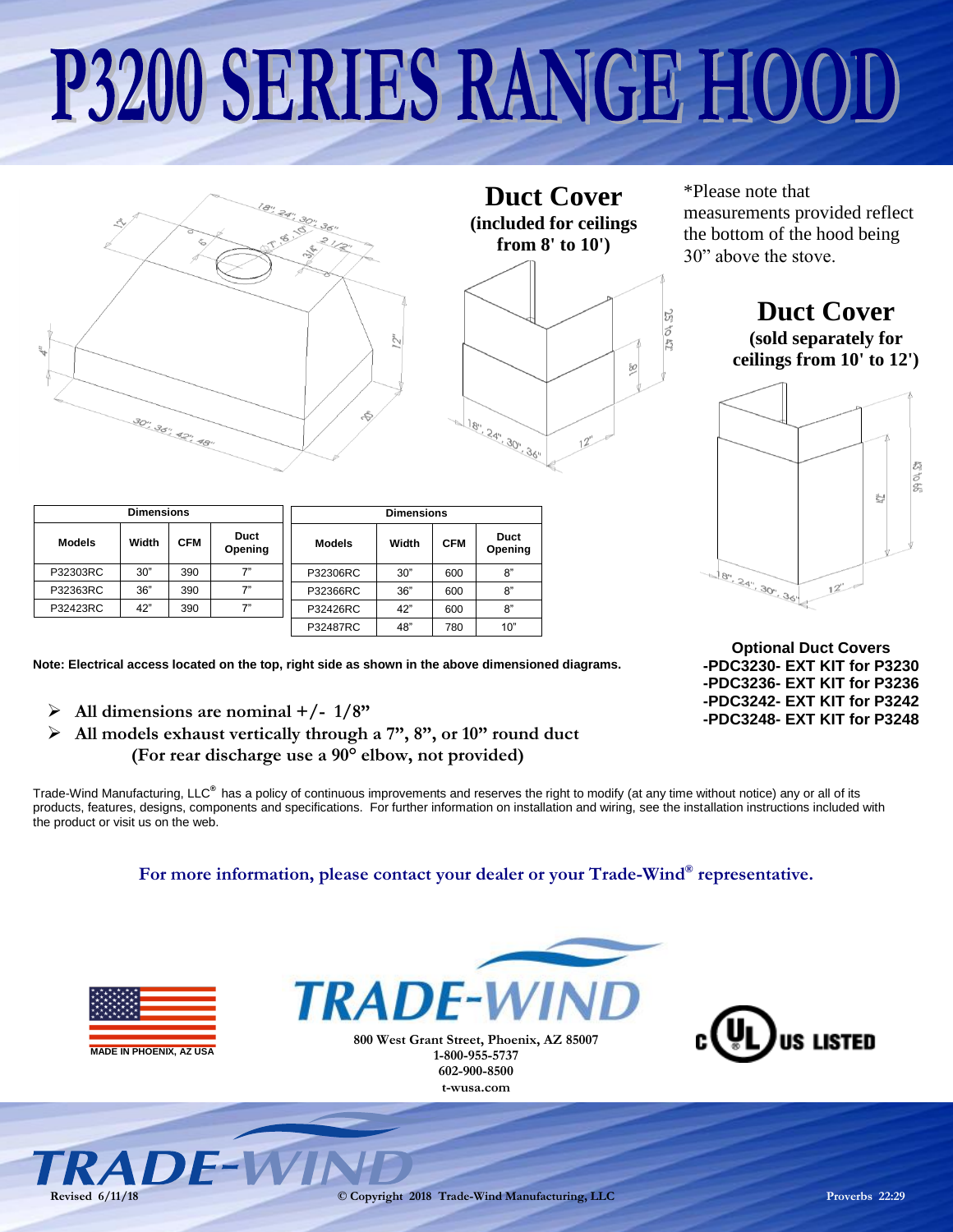# P3200 SERIES RANGE HOOD

18", 24", 30", 36"
12"
6"
6"
7", 8", 10"
3/4"
2 1/2"
4"
12"
30", 36", 42", 48"
20"

## Duct Cover
**(included for ceilings from 8' to 10')**

24" to 42"
18"
18", 24", 30", 36"
12"

*Please note that measurements provided reflect the bottom of the hood being 30" above the stove.

## Duct Cover
**(sold separately for ceilings from 10' to 12')**

43" to 66"
42"
18", 24", 30", 36"
12"

| Dimensions | | | |
|---|---|---|---|
| **Models** | **Width** | **CFM** | **Duct Opening** |
| P32303RC | 30" | 390 | 7" |
| P32363RC | 36" | 390 | 7" |
| P32423RC | 42" | 390 | 7" |

| Dimensions | | | |
|---|---|---|---|
| **Models** | **Width** | **CFM** | **Duct Opening** |
| P32306RC | 30" | 600 | 8" |
| P32366RC | 36" | 600 | 8" |
| P32426RC | 42" | 600 | 8" |
| P32487RC | 48" | 780 | 10" |

**Note: Electrical access located on the top, right side as shown in the above dimensioned diagrams.**

**Optional Duct Covers**
**-PDC3230- EXT KIT for P3230**
**-PDC3236- EXT KIT for P3236**
**-PDC3242- EXT KIT for P3242**
**-PDC3248- EXT KIT for P3248**

- **All dimensions are nominal +/- 1/8"**
- **All models exhaust vertically through a 7", 8", or 10" round duct (For rear discharge use a 90° elbow, not provided)**

Trade-Wind Manufacturing, LLC® has a policy of continuous improvements and reserves the right to modify (at any time without notice) any or all of its products, features, designs, components and specifications. For further information on installation and wiring, see the installation instructions included with the product or visit us on the web.

**For more information, please contact your dealer or your Trade-Wind® representative.**

MADE IN PHOENIX, AZ USA

TRADE-WIND

800 West Grant Street, Phoenix, AZ 85007
1-800-955-5737
602-900-8500
t-wusa.com

c UL US LISTED

Revised 6/11/18 © Copyright 2018 Trade-Wind Manufacturing, LLC Proverbs 22:29